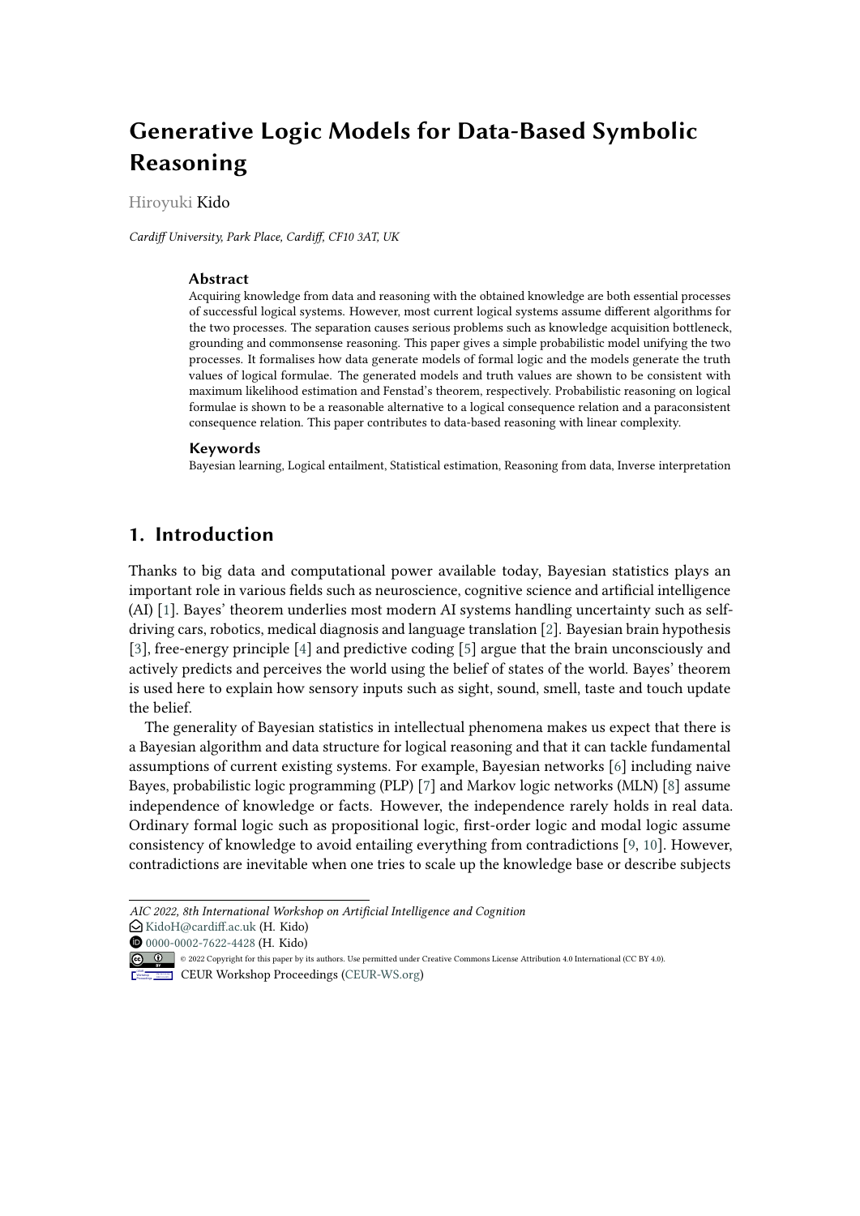# Generative Logic Models for Data-Based Symbolic Reasoning

Hiroyuki Kido

*Cardiff University, Park Place, Cardiff, CF10 3AT, UK*

### Abstract

Acquiring knowledge from data and reasoning with the obtained knowledge are both essential processes of successful logical systems. However, most current logical systems assume different algorithms for the two processes. The separation causes serious problems such as knowledge acquisition bottleneck, grounding and commonsense reasoning. This paper gives a simple probabilistic model unifying the two processes. It formalises how data generate models of formal logic and the models generate the truth values of logical formulae. The generated models and truth values are shown to be consistent with maximum likelihood estimation and Fenstad's theorem, respectively. Probabilistic reasoning on logical formulae is shown to be a reasonable alternative to a logical consequence relation and a paraconsistent consequence relation. This paper contributes to data-based reasoning with linear complexity.

### Keywords

Bayesian learning, Logical entailment, Statistical estimation, Reasoning from data, Inverse interpretation

## 1. Introduction

Thanks to big data and computational power available today, Bayesian statistics plays an important role in various fields such as neuroscience, cognitive science and artificial intelligence (AI) [1]. Bayes' theorem underlies most modern AI systems handling uncertainty such as self-driving cars, robotics, medical diagnosis and language translation [2]. Bayesian brain hypothesis [3], free-energy principle [4] and predictive coding [5] argue that the brain unconsciously and actively predicts and perceives the world using the belief of states of the world. Bayes' theorem is used here to explain how sensory inputs such as sight, sound, smell, taste and touch update the belief.

The generality of Bayesian statistics in intellectual phenomena makes us expect that there is a Bayesian algorithm and data structure for logical reasoning and that it can tackle fundamental assumptions of current existing systems. For example, Bayesian networks [6] including naive Bayes, probabilistic logic programming (PLP) [7] and Markov logic networks (MLN) [8] assume independence of knowledge or facts. However, the independence rarely holds in real data. Ordinary formal logic such as propositional logic, first-order logic and modal logic assume consistency of knowledge to avoid entailing everything from contradictions [9, 10]. However, contradictions are inevitable when one tries to scale up the knowledge base or describe subjects

AIC 2022, 8th International Workshop on Artificial Intelligence and Cognition
KidoH@cardiff.ac.uk (H. Kido)
0000-0002-7622-4428 (H. Kido)
© 2022 Copyright for this paper by its authors. Use permitted under Creative Commons License Attribution 4.0 International (CC BY 4.0).
CEUR Workshop Proceedings (CEUR-WS.org)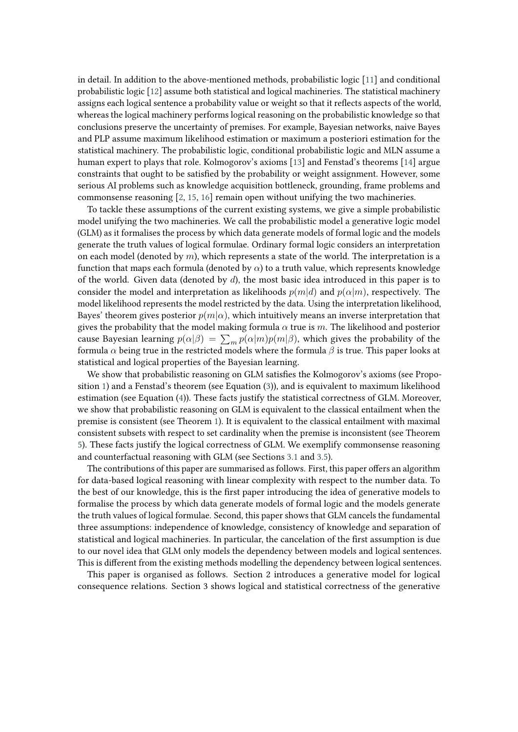in detail. In addition to the above-mentioned methods, probabilistic logic [11] and conditional probabilistic logic [12] assume both statistical and logical machineries. The statistical machinery assigns each logical sentence a probability value or weight so that it reflects aspects of the world, whereas the logical machinery performs logical reasoning on the probabilistic knowledge so that conclusions preserve the uncertainty of premises. For example, Bayesian networks, naive Bayes and PLP assume maximum likelihood estimation or maximum a posteriori estimation for the statistical machinery. The probabilistic logic, conditional probabilistic logic and MLN assume a human expert to plays that role. Kolmogorov's axioms [13] and Fenstad's theorems [14] argue constraints that ought to be satisfied by the probability or weight assignment. However, some serious AI problems such as knowledge acquisition bottleneck, grounding, frame problems and commonsense reasoning [2, 15, 16] remain open without unifying the two machineries.

To tackle these assumptions of the current existing systems, we give a simple probabilistic model unifying the two machineries. We call the probabilistic model a generative logic model (GLM) as it formalises the process by which data generate models of formal logic and the models generate the truth values of logical formulae. Ordinary formal logic considers an interpretation on each model (denoted by $m$), which represents a state of the world. The interpretation is a function that maps each formula (denoted by $\alpha$) to a truth value, which represents knowledge of the world. Given data (denoted by $d$), the most basic idea introduced in this paper is to consider the model and interpretation as likelihoods $p(m|d)$ and $p(\alpha|m)$, respectively. The model likelihood represents the model restricted by the data. Using the interpretation likelihood, Bayes' theorem gives posterior $p(m|\alpha)$, which intuitively means an inverse interpretation that gives the probability that the model making formula $\alpha$ true is $m$. The likelihood and posterior cause Bayesian learning $p(\alpha|\beta) = \sum_m p(\alpha|m)p(m|\beta)$, which gives the probability of the formula $\alpha$ being true in the restricted models where the formula $\beta$ is true. This paper looks at statistical and logical properties of the Bayesian learning.

We show that probabilistic reasoning on GLM satisfies the Kolmogorov's axioms (see Proposition 1) and a Fenstad's theorem (see Equation (3)), and is equivalent to maximum likelihood estimation (see Equation (4)). These facts justify the statistical correctness of GLM. Moreover, we show that probabilistic reasoning on GLM is equivalent to the classical entailment when the premise is consistent (see Theorem 1). It is equivalent to the classical entailment with maximal consistent subsets with respect to set cardinality when the premise is inconsistent (see Theorem 5). These facts justify the logical correctness of GLM. We exemplify commonsense reasoning and counterfactual reasoning with GLM (see Sections 3.1 and 3.5).

The contributions of this paper are summarised as follows. First, this paper offers an algorithm for data-based logical reasoning with linear complexity with respect to the number data. To the best of our knowledge, this is the first paper introducing the idea of generative models to formalise the process by which data generate models of formal logic and the models generate the truth values of logical formulae. Second, this paper shows that GLM cancels the fundamental three assumptions: independence of knowledge, consistency of knowledge and separation of statistical and logical machineries. In particular, the cancelation of the first assumption is due to our novel idea that GLM only models the dependency between models and logical sentences. This is different from the existing methods modelling the dependency between logical sentences.

This paper is organised as follows. Section 2 introduces a generative model for logical consequence relations. Section 3 shows logical and statistical correctness of the generative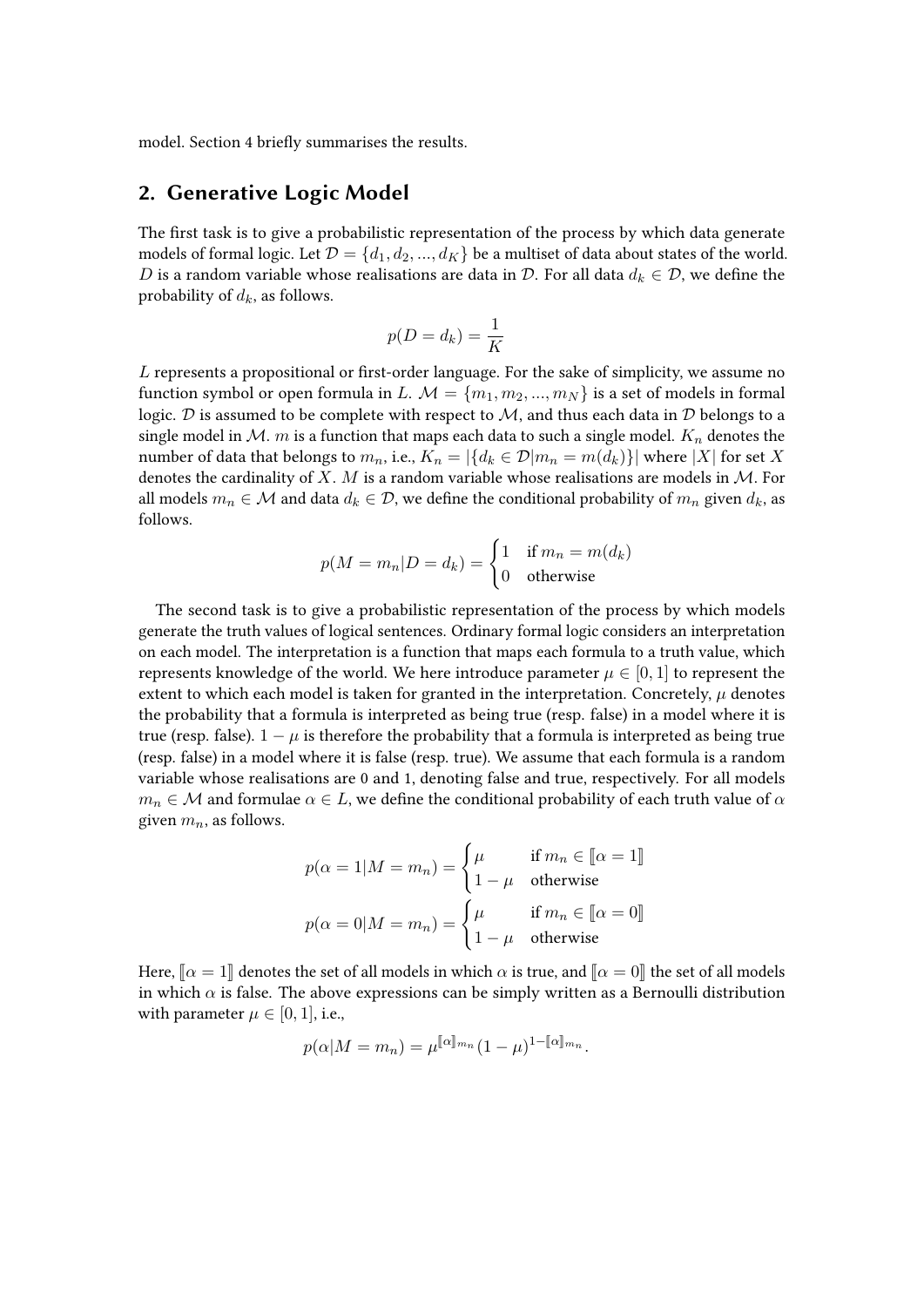model. Section 4 briefly summarises the results.

## 2. Generative Logic Model

The first task is to give a probabilistic representation of the process by which data generate models of formal logic. Let $\mathcal{D} = \{d_1, d_2, ..., d_K\}$ be a multiset of data about states of the world. $D$ is a random variable whose realisations are data in $\mathcal{D}$. For all data $d_k \in \mathcal{D}$, we define the probability of $d_k$, as follows.

$$p(D = d_k) = \frac{1}{K}$$

$L$ represents a propositional or first-order language. For the sake of simplicity, we assume no function symbol or open formula in $L$. $\mathcal{M} = \{m_1, m_2, ..., m_N\}$ is a set of models in formal logic. $\mathcal{D}$ is assumed to be complete with respect to $\mathcal{M}$, and thus each data in $\mathcal{D}$ belongs to a single model in $\mathcal{M}$. $m$ is a function that maps each data to such a single model. $K_n$ denotes the number of data that belongs to $m_n$, i.e., $K_n = |\{d_k \in \mathcal{D} | m_n = m(d_k)\}|$ where $|X|$ for set $X$ denotes the cardinality of $X$. $M$ is a random variable whose realisations are models in $\mathcal{M}$. For all models $m_n \in \mathcal{M}$ and data $d_k \in \mathcal{D}$, we define the conditional probability of $m_n$ given $d_k$, as follows.

$$p(M = m_n | D = d_k) = \begin{cases} 1 & \text{if } m_n = m(d_k) \\ 0 & \text{otherwise} \end{cases}$$

The second task is to give a probabilistic representation of the process by which models generate the truth values of logical sentences. Ordinary formal logic considers an interpretation on each model. The interpretation is a function that maps each formula to a truth value, which represents knowledge of the world. We here introduce parameter $\mu \in [0, 1]$ to represent the extent to which each model is taken for granted in the interpretation. Concretely, $\mu$ denotes the probability that a formula is interpreted as being true (resp. false) in a model where it is true (resp. false). $1 - \mu$ is therefore the probability that a formula is interpreted as being true (resp. false) in a model where it is false (resp. true). We assume that each formula is a random variable whose realisations are 0 and 1, denoting false and true, respectively. For all models $m_n \in \mathcal{M}$ and formulae $\alpha \in L$, we define the conditional probability of each truth value of $\alpha$ given $m_n$, as follows.

$$p(\alpha = 1 | M = m_n) = \begin{cases} \mu & \text{if } m_n \in [\![\alpha = 1]\!] \\ 1 - \mu & \text{otherwise} \end{cases}$$

$$p(\alpha = 0 | M = m_n) = \begin{cases} \mu & \text{if } m_n \in [\![\alpha = 0]\!] \\ 1 - \mu & \text{otherwise} \end{cases}$$

Here, $[\![\alpha = 1]\!]$ denotes the set of all models in which $\alpha$ is true, and $[\![\alpha = 0]\!]$ the set of all models in which $\alpha$ is false. The above expressions can be simply written as a Bernoulli distribution with parameter $\mu \in [0, 1]$, i.e.,

$$p(\alpha | M = m_n) = \mu^{[\![\alpha]\!]_{m_n}} (1 - \mu)^{1 - [\![\alpha]\!]_{m_n}}.$$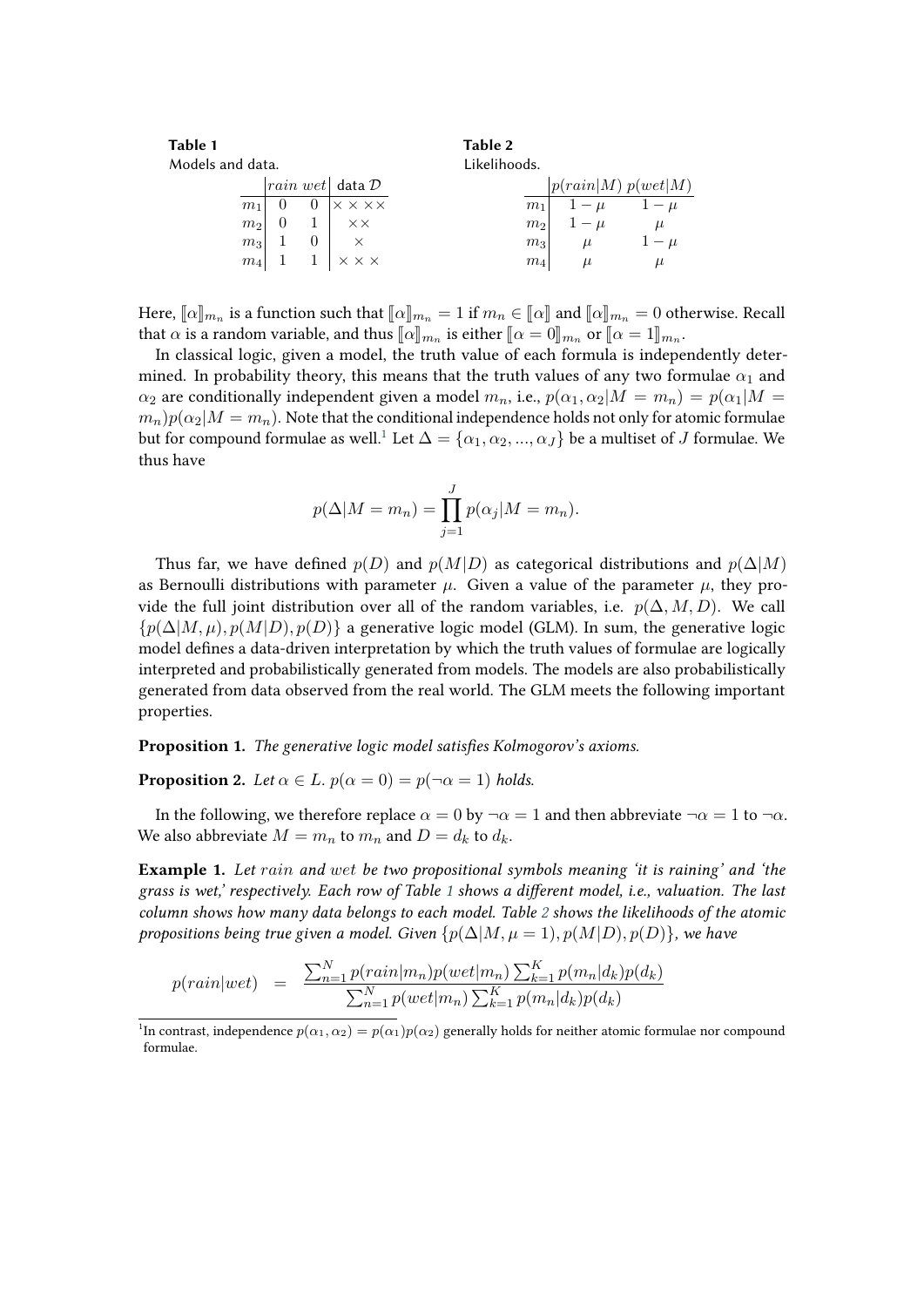**Table 1**
Models and data.

| | $rain$ | $wet$ | data $\mathcal{D}$ |
|---|---|---|---|
| $m_1$ | 0 | 0 | $\times\times\times\times$ |
| $m_2$ | 0 | 1 | $\times\times$ |
| $m_3$ | 1 | 0 | $\times$ |
| $m_4$ | 1 | 1 | $\times\times\times$ |

**Table 2**
Likelihoods.

| | $p(rain\|M)$ | $p(wet\|M)$ |
|---|---|---|
| $m_1$ | $1-\mu$ | $1-\mu$ |
| $m_2$ | $1-\mu$ | $\mu$ |
| $m_3$ | $\mu$ | $1-\mu$ |
| $m_4$ | $\mu$ | $\mu$ |

Here, $[\![\alpha]\!]_{m_n}$ is a function such that $[\![\alpha]\!]_{m_n} = 1$ if $m_n \in [\![\alpha]\!]$ and $[\![\alpha]\!]_{m_n} = 0$ otherwise. Recall that $\alpha$ is a random variable, and thus $[\![\alpha]\!]_{m_n}$ is either $[\![\alpha = 0]\!]_{m_n}$ or $[\![\alpha = 1]\!]_{m_n}$.

In classical logic, given a model, the truth value of each formula is independently determined. In probability theory, this means that the truth values of any two formulae $\alpha_1$ and $\alpha_2$ are conditionally independent given a model $m_n$, i.e., $p(\alpha_1, \alpha_2|M = m_n) = p(\alpha_1|M = m_n)p(\alpha_2|M = m_n)$. Note that the conditional independence holds not only for atomic formulae but for compound formulae as well.[1] Let $\Delta = \{\alpha_1, \alpha_2, ..., \alpha_J\}$ be a multiset of $J$ formulae. We thus have

$$p(\Delta|M = m_n) = \prod_{j=1}^{J} p(\alpha_j|M = m_n).$$

Thus far, we have defined $p(D)$ and $p(M|D)$ as categorical distributions and $p(\Delta|M)$ as Bernoulli distributions with parameter $\mu$. Given a value of the parameter $\mu$, they provide the full joint distribution over all of the random variables, i.e. $p(\Delta, M, D)$. We call $\{p(\Delta|M, \mu), p(M|D), p(D)\}$ a generative logic model (GLM). In sum, the generative logic model defines a data-driven interpretation by which the truth values of formulae are logically interpreted and probabilistically generated from models. The models are also probabilistically generated from data observed from the real world. The GLM meets the following important properties.

**Proposition 1.** *The generative logic model satisfies Kolmogorov's axioms.*

**Proposition 2.** *Let $\alpha \in L$. $p(\alpha = 0) = p(\neg\alpha = 1)$ holds.*

In the following, we therefore replace $\alpha = 0$ by $\neg\alpha = 1$ and then abbreviate $\neg\alpha = 1$ to $\neg\alpha$. We also abbreviate $M = m_n$ to $m_n$ and $D = d_k$ to $d_k$.

**Example 1.** *Let $rain$ and $wet$ be two propositional symbols meaning 'it is raining' and 'the grass is wet,' respectively. Each row of Table 1 shows a different model, i.e., valuation. The last column shows how many data belongs to each model. Table 2 shows the likelihoods of the atomic propositions being true given a model. Given $\{p(\Delta|M, \mu = 1), p(M|D), p(D)\}$, we have*

$$p(rain|wet) \quad = \quad \frac{\sum_{n=1}^{N} p(rain|m_n)p(wet|m_n) \sum_{k=1}^{K} p(m_n|d_k)p(d_k)}{\sum_{n=1}^{N} p(wet|m_n) \sum_{k=1}^{K} p(m_n|d_k)p(d_k)}$$

[1] In contrast, independence $p(\alpha_1, \alpha_2) = p(\alpha_1)p(\alpha_2)$ generally holds for neither atomic formulae nor compound formulae.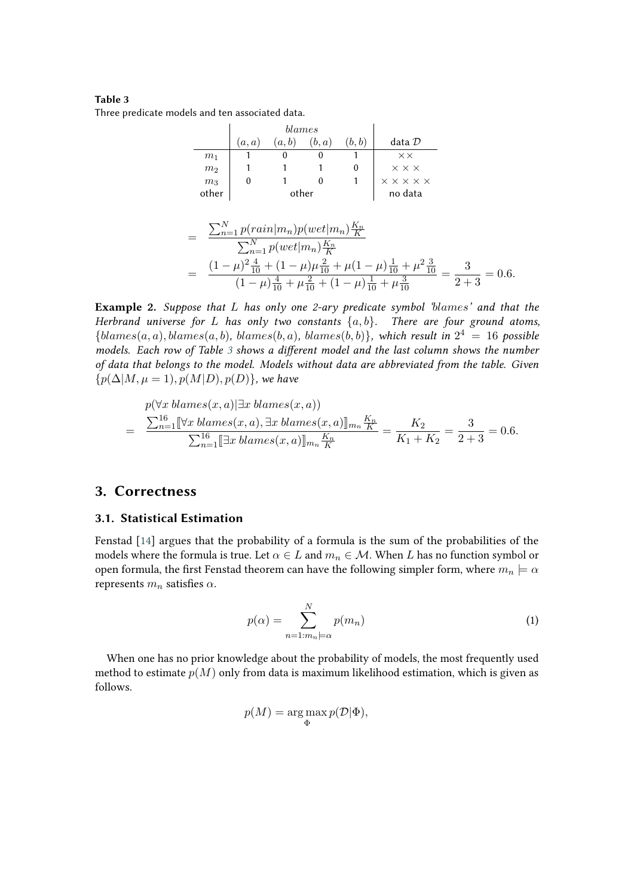**Table 3**
Three predicate models and ten associated data.

| | *blames* | | | | |
|---|---|---|---|---|---|
| | $(a,a)$ | $(a,b)$ | $(b,a)$ | $(b,b)$ | data $\mathcal{D}$ |
| $m_1$ | 1 | 0 | 0 | 1 | $\times\times$ |
| $m_2$ | 1 | 1 | 1 | 0 | $\times\times\times$ |
| $m_3$ | 0 | 1 | 0 | 1 | $\times\times\times\times\times$ |
| other | | other | | | no data |

$$= \frac{\sum_{n=1}^{N} p(rain|m_n)p(wet|m_n)\frac{K_n}{K}}{\sum_{n=1}^{N} p(wet|m_n)\frac{K_n}{K}}$$

$$= \frac{(1-\mu)^2\frac{4}{10} + (1-\mu)\mu\frac{2}{10} + \mu(1-\mu)\frac{1}{10} + \mu^2\frac{3}{10}}{(1-\mu)\frac{4}{10} + \mu\frac{2}{10} + (1-\mu)\frac{1}{10} + \mu\frac{3}{10}} = \frac{3}{2+3} = 0.6.$$

**Example 2.** *Suppose that $L$ has only one 2-ary predicate symbol '$blames$' and that the Herbrand universe for $L$ has only two constants $\{a, b\}$. There are four ground atoms, $\{blames(a,a), blames(a,b), blames(b,a), blames(b,b)\}$, which result in $2^4 = 16$ possible models. Each row of Table 3 shows a different model and the last column shows the number of data that belongs to the model. Models without data are abbreviated from the table. Given $\{p(\Delta|M, \mu = 1), p(M|D), p(D)\}$, we have*

$$p(\forall x\ blames(x,a)|\exists x\ blames(x,a))$$

$$= \frac{\sum_{n=1}^{16} [\![\forall x\ blames(x,a), \exists x\ blames(x,a)]\!]_{m_n}\frac{K_n}{K}}{\sum_{n=1}^{16} [\![\exists x\ blames(x,a)]\!]_{m_n}\frac{K_n}{K}} = \frac{K_2}{K_1 + K_2} = \frac{3}{2+3} = 0.6.$$

## 3. Correctness

### 3.1. Statistical Estimation

Fenstad [14] argues that the probability of a formula is the sum of the probabilities of the models where the formula is true. Let $\alpha \in L$ and $m_n \in \mathcal{M}$. When $L$ has no function symbol or open formula, the first Fenstad theorem can have the following simpler form, where $m_n \models \alpha$ represents $m_n$ satisfies $\alpha$.

$$p(\alpha) = \sum_{n=1:m_n \models \alpha}^{N} p(m_n) \tag{1}$$

When one has no prior knowledge about the probability of models, the most frequently used method to estimate $p(M)$ only from data is maximum likelihood estimation, which is given as follows.

$$p(M) = \arg\max_{\Phi} p(\mathcal{D}|\Phi),$$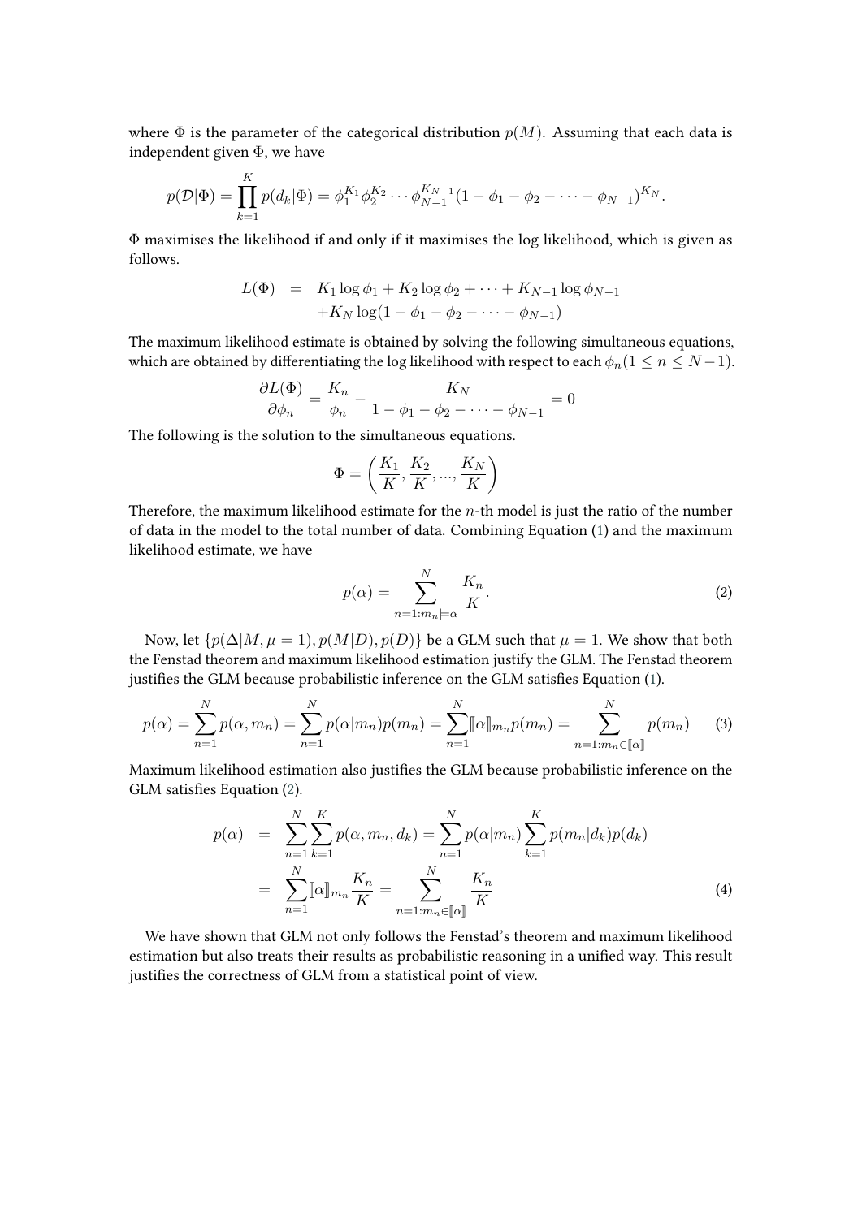where $\Phi$ is the parameter of the categorical distribution $p(M)$. Assuming that each data is independent given $\Phi$, we have

$$p(\mathcal{D}|\Phi) = \prod_{k=1}^{K} p(d_k|\Phi) = \phi_1^{K_1}\phi_2^{K_2}\cdots\phi_{N-1}^{K_{N-1}}(1-\phi_1-\phi_2-\cdots-\phi_{N-1})^{K_N}.$$

$\Phi$ maximises the likelihood if and only if it maximises the log likelihood, which is given as follows.

$$\begin{aligned} L(\Phi) &= K_1 \log \phi_1 + K_2 \log \phi_2 + \cdots + K_{N-1} \log \phi_{N-1} \\ &\quad + K_N \log(1-\phi_1-\phi_2-\cdots-\phi_{N-1}) \end{aligned}$$

The maximum likelihood estimate is obtained by solving the following simultaneous equations, which are obtained by differentiating the log likelihood with respect to each $\phi_n (1 \leq n \leq N-1)$.

$$\frac{\partial L(\Phi)}{\partial \phi_n} = \frac{K_n}{\phi_n} - \frac{K_N}{1-\phi_1-\phi_2-\cdots-\phi_{N-1}} = 0$$

The following is the solution to the simultaneous equations.

$$\Phi = \left(\frac{K_1}{K}, \frac{K_2}{K}, ..., \frac{K_N}{K}\right)$$

Therefore, the maximum likelihood estimate for the $n$-th model is just the ratio of the number of data in the model to the total number of data. Combining Equation (1) and the maximum likelihood estimate, we have

$$p(\alpha) = \sum_{n=1:m_n \models \alpha}^{N} \frac{K_n}{K}. \tag{2}$$

Now, let $\{p(\Delta|M, \mu=1), p(M|D), p(D)\}$ be a GLM such that $\mu = 1$. We show that both the Fenstad theorem and maximum likelihood estimation justify the GLM. The Fenstad theorem justifies the GLM because probabilistic inference on the GLM satisfies Equation (1).

$$p(\alpha) = \sum_{n=1}^{N} p(\alpha, m_n) = \sum_{n=1}^{N} p(\alpha|m_n)p(m_n) = \sum_{n=1}^{N} [\![\alpha]\!]_{m_n} p(m_n) = \sum_{n=1:m_n \in [\![\alpha]\!]}^{N} p(m_n) \tag{3}$$

Maximum likelihood estimation also justifies the GLM because probabilistic inference on the GLM satisfies Equation (2).

$$\begin{aligned} p(\alpha) &= \sum_{n=1}^{N}\sum_{k=1}^{K} p(\alpha, m_n, d_k) = \sum_{n=1}^{N} p(\alpha|m_n) \sum_{k=1}^{K} p(m_n|d_k)p(d_k) \\ &= \sum_{n=1}^{N} [\![\alpha]\!]_{m_n} \frac{K_n}{K} = \sum_{n=1:m_n \in [\![\alpha]\!]}^{N} \frac{K_n}{K} \end{aligned} \tag{4}$$

We have shown that GLM not only follows the Fenstad's theorem and maximum likelihood estimation but also treats their results as probabilistic reasoning in a unified way. This result justifies the correctness of GLM from a statistical point of view.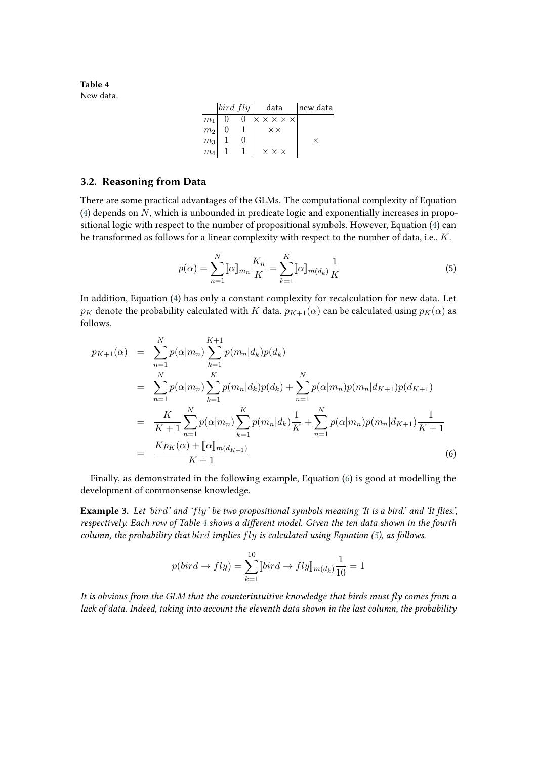**Table 4**
New data.

| | $bird$ | $fly$ | data | new data |
|---|---|---|---|---|
| $m_1$ | 0 | 0 | × × × × × | |
| $m_2$ | 0 | 1 | ×× | |
| $m_3$ | 1 | 0 | | × |
| $m_4$ | 1 | 1 | × × × | |

### 3.2. Reasoning from Data

There are some practical advantages of the GLMs. The computational complexity of Equation (4) depends on $N$, which is unbounded in predicate logic and exponentially increases in propositional logic with respect to the number of propositional symbols. However, Equation (4) can be transformed as follows for a linear complexity with respect to the number of data, i.e., $K$.

$$p(\alpha) = \sum_{n=1}^{N} [\![\alpha]\!]_{m_n} \frac{K_n}{K} = \sum_{k=1}^{K} [\![\alpha]\!]_{m(d_k)} \frac{1}{K} \tag{5}$$

In addition, Equation (4) has only a constant complexity for recalculation for new data. Let $p_K$ denote the probability calculated with $K$ data. $p_{K+1}(\alpha)$ can be calculated using $p_K(\alpha)$ as follows.

$$\begin{aligned}
p_{K+1}(\alpha) &= \sum_{n=1}^{N} p(\alpha|m_n) \sum_{k=1}^{K+1} p(m_n|d_k) p(d_k) \\
&= \sum_{n=1}^{N} p(\alpha|m_n) \sum_{k=1}^{K} p(m_n|d_k) p(d_k) + \sum_{n=1}^{N} p(\alpha|m_n) p(m_n|d_{K+1}) p(d_{K+1}) \\
&= \frac{K}{K+1} \sum_{n=1}^{N} p(\alpha|m_n) \sum_{k=1}^{K} p(m_n|d_k) \frac{1}{K} + \sum_{n=1}^{N} p(\alpha|m_n) p(m_n|d_{K+1}) \frac{1}{K+1} \\
&= \frac{K p_K(\alpha) + [\![\alpha]\!]_{m(d_{K+1})}}{K+1}
\end{aligned} \tag{6}$$

Finally, as demonstrated in the following example, Equation (6) is good at modelling the development of commonsense knowledge.

**Example 3.** *Let '$bird$' and '$fly$' be two propositional symbols meaning 'It is a bird.' and 'It flies.', respectively. Each row of Table 4 shows a different model. Given the ten data shown in the fourth column, the probability that $bird$ implies $fly$ is calculated using Equation (5), as follows.*

$$p(bird \to fly) = \sum_{k=1}^{10} [\![bird \to fly]\!]_{m(d_k)} \frac{1}{10} = 1$$

*It is obvious from the GLM that the counterintuitive knowledge that birds must fly comes from a lack of data. Indeed, taking into account the eleventh data shown in the last column, the probability*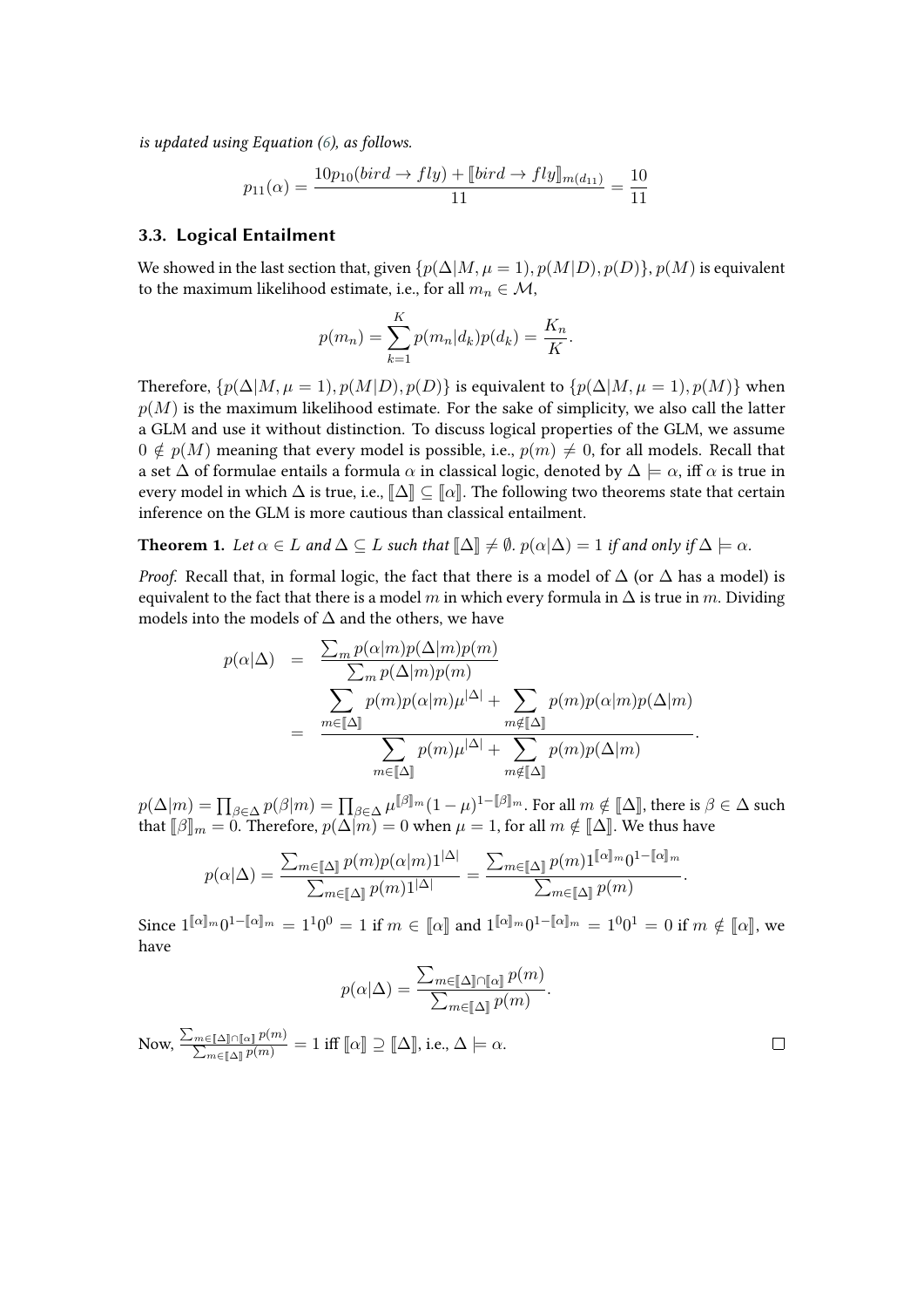*is updated using Equation (6), as follows.*

$$p_{11}(\alpha) = \frac{10p_{10}(bird \to fly) + [\![bird \to fly]\!]_{m(d_{11})}}{11} = \frac{10}{11}$$

### 3.3. Logical Entailment

We showed in the last section that, given $\{p(\Delta|M, \mu = 1), p(M|D), p(D)\}$, $p(M)$ is equivalent to the maximum likelihood estimate, i.e., for all $m_n \in \mathcal{M}$,

$$p(m_n) = \sum_{k=1}^{K} p(m_n|d_k)p(d_k) = \frac{K_n}{K}.$$

Therefore, $\{p(\Delta|M, \mu = 1), p(M|D), p(D)\}$ is equivalent to $\{p(\Delta|M, \mu = 1), p(M)\}$ when $p(M)$ is the maximum likelihood estimate. For the sake of simplicity, we also call the latter a GLM and use it without distinction. To discuss logical properties of the GLM, we assume $0 \notin p(M)$ meaning that every model is possible, i.e., $p(m) \neq 0$, for all models. Recall that a set $\Delta$ of formulae entails a formula $\alpha$ in classical logic, denoted by $\Delta \models \alpha$, iff $\alpha$ is true in every model in which $\Delta$ is true, i.e., $[\![\Delta]\!] \subseteq [\![\alpha]\!]$. The following two theorems state that certain inference on the GLM is more cautious than classical entailment.

**Theorem 1.** *Let $\alpha \in L$ and $\Delta \subseteq L$ such that $[\![\Delta]\!] \neq \emptyset$. $p(\alpha|\Delta) = 1$ if and only if $\Delta \models \alpha$.*

*Proof.* Recall that, in formal logic, the fact that there is a model of $\Delta$ (or $\Delta$ has a model) is equivalent to the fact that there is a model $m$ in which every formula in $\Delta$ is true in $m$. Dividing models into the models of $\Delta$ and the others, we have

$$\begin{aligned} p(\alpha|\Delta) &= \frac{\sum_m p(\alpha|m)p(\Delta|m)p(m)}{\sum_m p(\Delta|m)p(m)} \\ &= \frac{\displaystyle\sum_{m \in [\![\Delta]\!]} p(m)p(\alpha|m)\mu^{|\Delta|} + \sum_{m \notin [\![\Delta]\!]} p(m)p(\alpha|m)p(\Delta|m)}{\displaystyle\sum_{m \in [\![\Delta]\!]} p(m)\mu^{|\Delta|} + \sum_{m \notin [\![\Delta]\!]} p(m)p(\Delta|m)}. \end{aligned}$$

$p(\Delta|m) = \prod_{\beta \in \Delta} p(\beta|m) = \prod_{\beta \in \Delta} \mu^{[\![\beta]\!]_m}(1-\mu)^{1-[\![\beta]\!]_m}$. For all $m \notin [\![\Delta]\!]$, there is $\beta \in \Delta$ such that $[\![\beta]\!]_m = 0$. Therefore, $p(\Delta|m) = 0$ when $\mu = 1$, for all $m \notin [\![\Delta]\!]$. We thus have

$$p(\alpha|\Delta) = \frac{\sum_{m \in [\![\Delta]\!]} p(m)p(\alpha|m)1^{|\Delta|}}{\sum_{m \in [\![\Delta]\!]} p(m)1^{|\Delta|}} = \frac{\sum_{m \in [\![\Delta]\!]} p(m)1^{[\![\alpha]\!]_m}0^{1-[\![\alpha]\!]_m}}{\sum_{m \in [\![\Delta]\!]} p(m)}.$$

Since $1^{[\![\alpha]\!]_m}0^{1-[\![\alpha]\!]_m} = 1^1 0^0 = 1$ if $m \in [\![\alpha]\!]$ and $1^{[\![\alpha]\!]_m}0^{1-[\![\alpha]\!]_m} = 1^0 0^1 = 0$ if $m \notin [\![\alpha]\!]$, we have

$$p(\alpha|\Delta) = \frac{\sum_{m \in [\![\Delta]\!] \cap [\![\alpha]\!]} p(m)}{\sum_{m \in [\![\Delta]\!]} p(m)}.$$

Now, $\frac{\sum_{m \in [\![\Delta]\!] \cap [\![\alpha]\!]} p(m)}{\sum_{m \in [\![\Delta]\!]} p(m)} = 1$ iff $[\![\alpha]\!] \supseteq [\![\Delta]\!]$, i.e., $\Delta \models \alpha$. □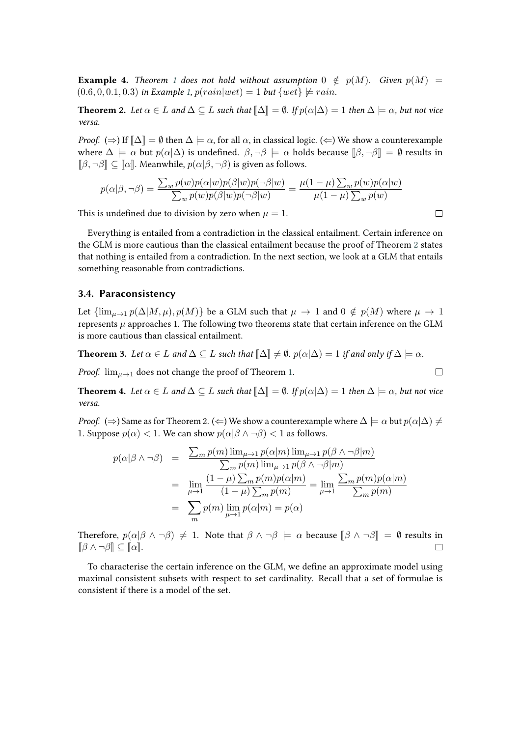**Example 4.** *Theorem 1 does not hold without assumption $0 \notin p(M)$. Given $p(M) = (0.6, 0, 0.1, 0.3)$ in Example 1, $p(rain|wet) = 1$ but $\{wet\} \not\models rain$.*

**Theorem 2.** *Let $\alpha \in L$ and $\Delta \subseteq L$ such that $[\![\Delta]\!] = \emptyset$. If $p(\alpha|\Delta) = 1$ then $\Delta \models \alpha$, but not vice versa.*

*Proof.* ($\Rightarrow$) If $[\![\Delta]\!] = \emptyset$ then $\Delta \models \alpha$, for all $\alpha$, in classical logic. ($\Leftarrow$) We show a counterexample where $\Delta \models \alpha$ but $p(\alpha|\Delta)$ is undefined. $\beta, \neg\beta \models \alpha$ holds because $[\![\beta, \neg\beta]\!] = \emptyset$ results in $[\![\beta, \neg\beta]\!] \subseteq [\![\alpha]\!]$. Meanwhile, $p(\alpha|\beta, \neg\beta)$ is given as follows.

$$p(\alpha|\beta, \neg\beta) = \frac{\sum_w p(w)p(\alpha|w)p(\beta|w)p(\neg\beta|w)}{\sum_w p(w)p(\beta|w)p(\neg\beta|w)} = \frac{\mu(1-\mu)\sum_w p(w)p(\alpha|w)}{\mu(1-\mu)\sum_w p(w)}$$

This is undefined due to division by zero when $\mu = 1$. □

Everything is entailed from a contradiction in the classical entailment. Certain inference on the GLM is more cautious than the classical entailment because the proof of Theorem 2 states that nothing is entailed from a contradiction. In the next section, we look at a GLM that entails something reasonable from contradictions.

### 3.4. Paraconsistency

Let $\{\lim_{\mu \to 1} p(\Delta|M, \mu), p(M)\}$ be a GLM such that $\mu \to 1$ and $0 \notin p(M)$ where $\mu \to 1$ represents $\mu$ approaches 1. The following two theorems state that certain inference on the GLM is more cautious than classical entailment.

**Theorem 3.** *Let $\alpha \in L$ and $\Delta \subseteq L$ such that $[\![\Delta]\!] \neq \emptyset$. $p(\alpha|\Delta) = 1$ if and only if $\Delta \models \alpha$.*

*Proof.* $\lim_{\mu \to 1}$ does not change the proof of Theorem 1. □

**Theorem 4.** *Let $\alpha \in L$ and $\Delta \subseteq L$ such that $[\![\Delta]\!] = \emptyset$. If $p(\alpha|\Delta) = 1$ then $\Delta \models \alpha$, but not vice versa.*

*Proof.* ($\Rightarrow$) Same as for Theorem 2. ($\Leftarrow$) We show a counterexample where $\Delta \models \alpha$ but $p(\alpha|\Delta) \neq 1$. Suppose $p(\alpha) < 1$. We can show $p(\alpha|\beta \wedge \neg\beta) < 1$ as follows.

$$\begin{aligned}
p(\alpha|\beta \wedge \neg\beta) &= \frac{\sum_m p(m) \lim_{\mu \to 1} p(\alpha|m) \lim_{\mu \to 1} p(\beta \wedge \neg\beta|m)}{\sum_m p(m) \lim_{\mu \to 1} p(\beta \wedge \neg\beta|m)} \\
&= \lim_{\mu \to 1} \frac{(1-\mu)\sum_m p(m)p(\alpha|m)}{(1-\mu)\sum_m p(m)} = \lim_{\mu \to 1} \frac{\sum_m p(m)p(\alpha|m)}{\sum_m p(m)} \\
&= \sum_m p(m) \lim_{\mu \to 1} p(\alpha|m) = p(\alpha)
\end{aligned}$$

Therefore, $p(\alpha|\beta \wedge \neg\beta) \neq 1$. Note that $\beta \wedge \neg\beta \models \alpha$ because $[\![\beta \wedge \neg\beta]\!] = \emptyset$ results in $[\![\beta \wedge \neg\beta]\!] \subseteq [\![\alpha]\!]$. □

To characterise the certain inference on the GLM, we define an approximate model using maximal consistent subsets with respect to set cardinality. Recall that a set of formulae is consistent if there is a model of the set.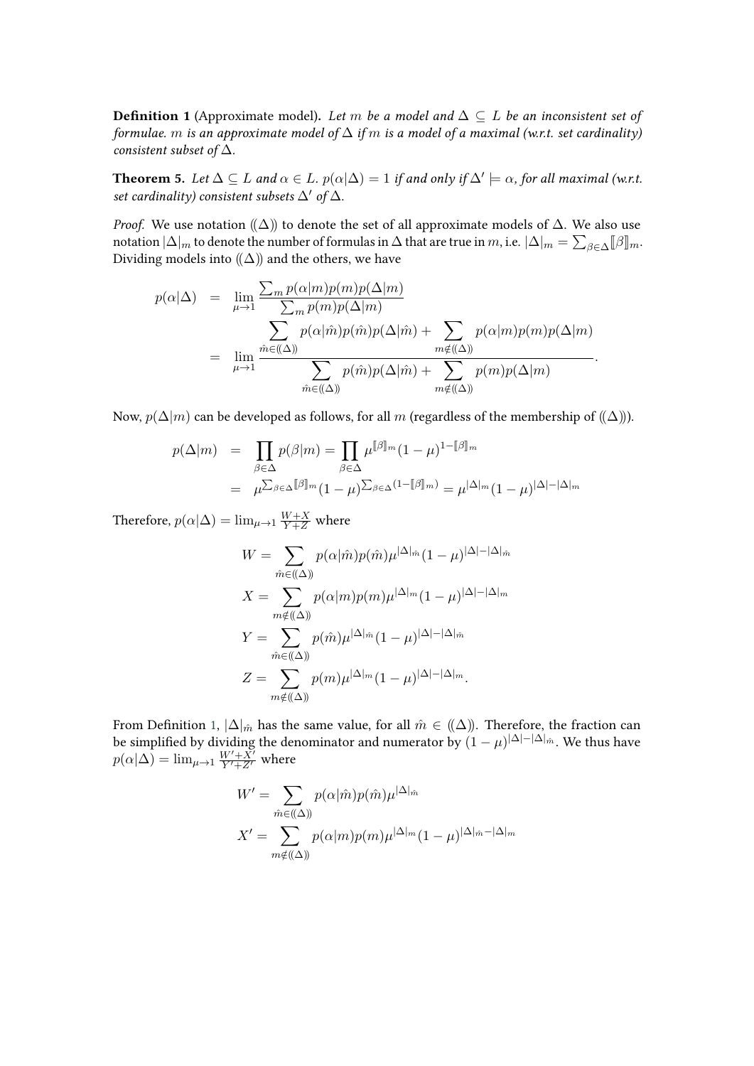**Definition 1** (Approximate model). *Let $m$ be a model and $\Delta \subseteq L$ be an inconsistent set of formulae. $m$ is an approximate model of $\Delta$ if $m$ is a model of a maximal (w.r.t. set cardinality) consistent subset of $\Delta$.*

**Theorem 5.** *Let $\Delta \subseteq L$ and $\alpha \in L$. $p(\alpha|\Delta) = 1$ if and only if $\Delta' \models \alpha$, for all maximal (w.r.t. set cardinality) consistent subsets $\Delta'$ of $\Delta$.*

*Proof.* We use notation $(\!(\Delta)\!)$ to denote the set of all approximate models of $\Delta$. We also use notation $|\Delta|_m$ to denote the number of formulas in $\Delta$ that are true in $m$, i.e. $|\Delta|_m = \sum_{\beta \in \Delta} [\![\beta]\!]_m$. Dividing models into $(\!(\Delta)\!)$ and the others, we have

$$
\begin{aligned}
p(\alpha|\Delta) &= \lim_{\mu \to 1} \frac{\sum_m p(\alpha|m)p(m)p(\Delta|m)}{\sum_m p(m)p(\Delta|m)} \\
&= \lim_{\mu \to 1} \frac{\displaystyle\sum_{\hat{m} \in (\!(\Delta)\!)} p(\alpha|\hat{m})p(\hat{m})p(\Delta|\hat{m}) + \sum_{m \notin (\!(\Delta)\!)} p(\alpha|m)p(m)p(\Delta|m)}{\displaystyle\sum_{\hat{m} \in (\!(\Delta)\!)} p(\hat{m})p(\Delta|\hat{m}) + \sum_{m \notin (\!(\Delta)\!)} p(m)p(\Delta|m)}.
\end{aligned}
$$

Now, $p(\Delta|m)$ can be developed as follows, for all $m$ (regardless of the membership of $(\!(\Delta)\!)$).

$$
\begin{aligned}
p(\Delta|m) &= \prod_{\beta \in \Delta} p(\beta|m) = \prod_{\beta \in \Delta} \mu^{[\![\beta]\!]_m}(1-\mu)^{1-[\![\beta]\!]_m} \\
&= \mu^{\sum_{\beta \in \Delta}[\![\beta]\!]_m}(1-\mu)^{\sum_{\beta \in \Delta}(1-[\![\beta]\!]_m)} = \mu^{|\Delta|_m}(1-\mu)^{|\Delta|-|\Delta|_m}
\end{aligned}
$$

Therefore, $p(\alpha|\Delta) = \lim_{\mu \to 1} \frac{W+X}{Y+Z}$ where

$$
\begin{aligned}
W &= \sum_{\hat{m} \in (\!(\Delta)\!)} p(\alpha|\hat{m})p(\hat{m})\mu^{|\Delta|_{\hat{m}}}(1-\mu)^{|\Delta|-|\Delta|_{\hat{m}}} \\
X &= \sum_{m \notin (\!(\Delta)\!)} p(\alpha|m)p(m)\mu^{|\Delta|_m}(1-\mu)^{|\Delta|-|\Delta|_m} \\
Y &= \sum_{\hat{m} \in (\!(\Delta)\!)} p(\hat{m})\mu^{|\Delta|_{\hat{m}}}(1-\mu)^{|\Delta|-|\Delta|_{\hat{m}}} \\
Z &= \sum_{m \notin (\!(\Delta)\!)} p(m)\mu^{|\Delta|_m}(1-\mu)^{|\Delta|-|\Delta|_m}.
\end{aligned}
$$

From Definition 1, $|\Delta|_{\hat{m}}$ has the same value, for all $\hat{m} \in (\!(\Delta)\!)$. Therefore, the fraction can be simplified by dividing the denominator and numerator by $(1-\mu)^{|\Delta|-|\Delta|_{\hat{m}}}$. We thus have $p(\alpha|\Delta) = \lim_{\mu \to 1} \frac{W'+X'}{Y'+Z'}$ where

$$
\begin{aligned}
W' &= \sum_{\hat{m} \in (\!(\Delta)\!)} p(\alpha|\hat{m})p(\hat{m})\mu^{|\Delta|_{\hat{m}}} \\
X' &= \sum_{m \notin (\!(\Delta)\!)} p(\alpha|m)p(m)\mu^{|\Delta|_m}(1-\mu)^{|\Delta|_{\hat{m}}-|\Delta|_m}
\end{aligned}
$$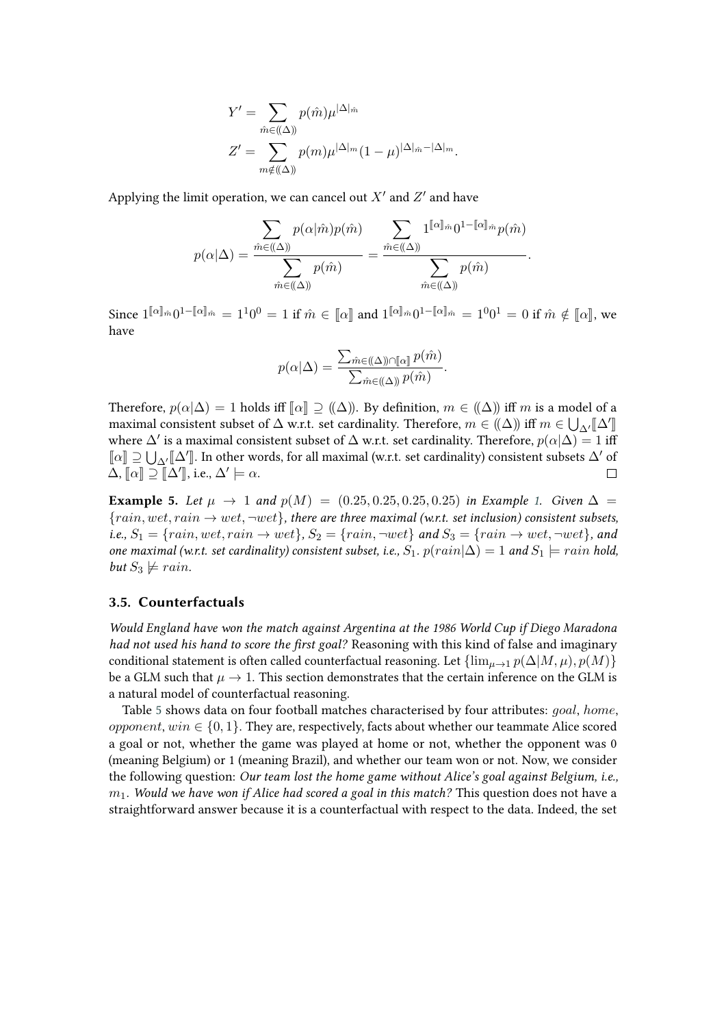$$Y' = \sum_{\hat{m} \in (\!(\Delta)\!)} p(\hat{m}) \mu^{|\Delta|_{\hat{m}}}$$

$$Z' = \sum_{m \notin (\!(\Delta)\!)} p(m) \mu^{|\Delta|_m} (1-\mu)^{|\Delta|_{\hat{m}} - |\Delta|_m}.$$

Applying the limit operation, we can cancel out $X'$ and $Z'$ and have

$$p(\alpha|\Delta) = \frac{\displaystyle\sum_{\hat{m} \in (\!(\Delta)\!)} p(\alpha|\hat{m}) p(\hat{m})}{\displaystyle\sum_{\hat{m} \in (\!(\Delta)\!)} p(\hat{m})} = \frac{\displaystyle\sum_{\hat{m} \in (\!(\Delta)\!)} 1^{[\![\alpha]\!]_{\hat{m}}} 0^{1-[\![\alpha]\!]_{\hat{m}}} p(\hat{m})}{\displaystyle\sum_{\hat{m} \in (\!(\Delta)\!)} p(\hat{m})}.$$

Since $1^{[\![\alpha]\!]_{\hat{m}}} 0^{1-[\![\alpha]\!]_{\hat{m}}} = 1^1 0^0 = 1$ if $\hat{m} \in [\![\alpha]\!]$ and $1^{[\![\alpha]\!]_{\hat{m}}} 0^{1-[\![\alpha]\!]_{\hat{m}}} = 1^0 0^1 = 0$ if $\hat{m} \notin [\![\alpha]\!]$, we have

$$p(\alpha|\Delta) = \frac{\sum_{\hat{m} \in (\!(\Delta)\!) \cap [\![\alpha]\!]} p(\hat{m})}{\sum_{\hat{m} \in (\!(\Delta)\!)} p(\hat{m})}.$$

Therefore, $p(\alpha|\Delta) = 1$ holds iff $[\![\alpha]\!] \supseteq (\!(\Delta)\!)$. By definition, $m \in (\!(\Delta)\!)$ iff $m$ is a model of a maximal consistent subset of $\Delta$ w.r.t. set cardinality. Therefore, $m \in (\!(\Delta)\!)$ iff $m \in \bigcup_{\Delta'} [\![\Delta']\!]$ where $\Delta'$ is a maximal consistent subset of $\Delta$ w.r.t. set cardinality. Therefore, $p(\alpha|\Delta) = 1$ iff $[\![\alpha]\!] \supseteq \bigcup_{\Delta'} [\![\Delta']\!]$. In other words, for all maximal (w.r.t. set cardinality) consistent subsets $\Delta'$ of $\Delta$, $[\![\alpha]\!] \supseteq [\![\Delta']\!]$, i.e., $\Delta' \models \alpha$. □

**Example 5.** *Let $\mu \to 1$ and $p(M) = (0.25, 0.25, 0.25, 0.25)$ in Example 1. Given $\Delta = \{rain, wet, rain \to wet, \neg wet\}$, there are three maximal (w.r.t. set inclusion) consistent subsets, i.e., $S_1 = \{rain, wet, rain \to wet\}$, $S_2 = \{rain, \neg wet\}$ and $S_3 = \{rain \to wet, \neg wet\}$, and one maximal (w.r.t. set cardinality) consistent subset, i.e., $S_1$. $p(rain|\Delta) = 1$ and $S_1 \models rain$ hold, but $S_3 \not\models rain$.*

### 3.5. Counterfactuals

*Would England have won the match against Argentina at the 1986 World Cup if Diego Maradona had not used his hand to score the first goal?* Reasoning with this kind of false and imaginary conditional statement is often called counterfactual reasoning. Let $\{\lim_{\mu \to 1} p(\Delta|M, \mu), p(M)\}$ be a GLM such that $\mu \to 1$. This section demonstrates that the certain inference on the GLM is a natural model of counterfactual reasoning.

Table 5 shows data on four football matches characterised by four attributes: $goal$, $home$, $opponent$, $win \in \{0, 1\}$. They are, respectively, facts about whether our teammate Alice scored a goal or not, whether the game was played at home or not, whether the opponent was 0 (meaning Belgium) or 1 (meaning Brazil), and whether our team won or not. Now, we consider the following question: *Our team lost the home game without Alice's goal against Belgium, i.e., $m_1$. Would we have won if Alice had scored a goal in this match?* This question does not have a straightforward answer because it is a counterfactual with respect to the data. Indeed, the set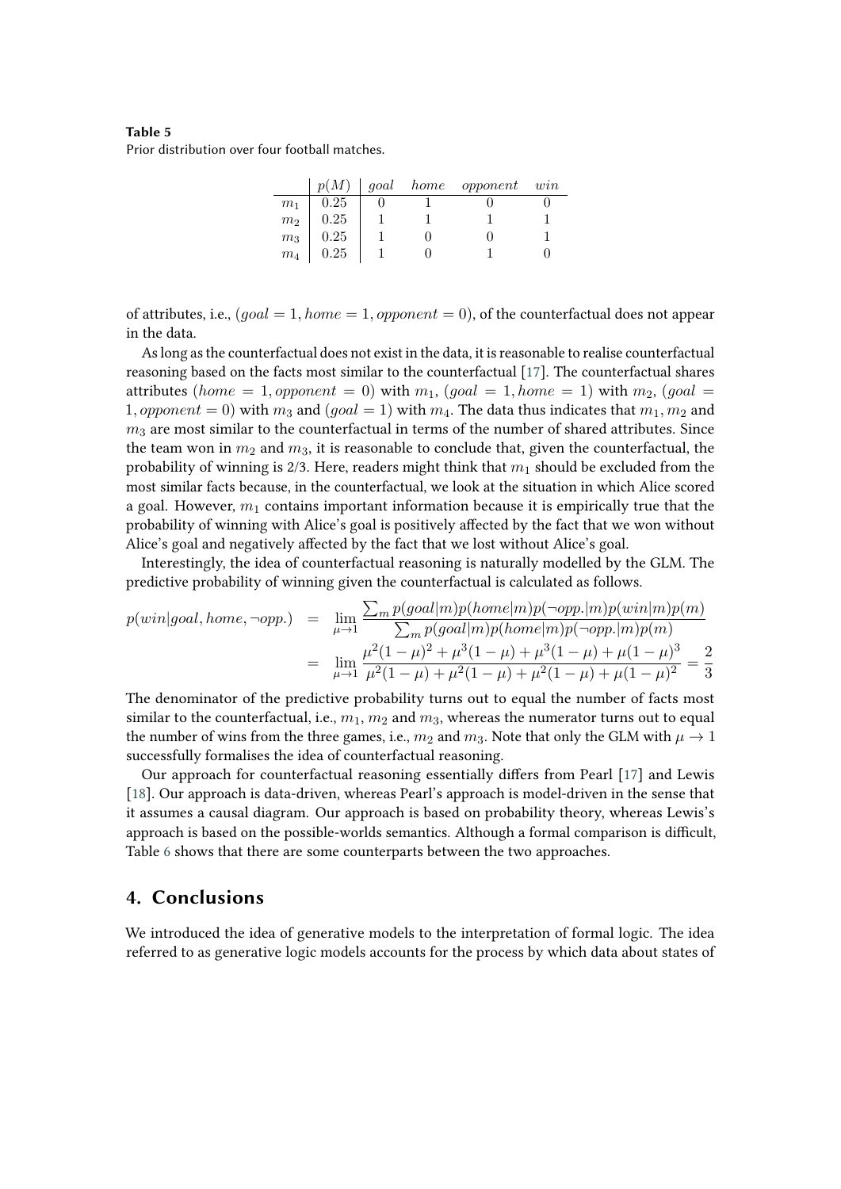**Table 5**
Prior distribution over four football matches.

| | $p(M)$ | $goal$ | $home$ | $opponent$ | $win$ |
|---|---|---|---|---|---|
| $m_1$ | 0.25 | 0 | 1 | 0 | 0 |
| $m_2$ | 0.25 | 1 | 1 | 1 | 1 |
| $m_3$ | 0.25 | 1 | 0 | 0 | 1 |
| $m_4$ | 0.25 | 1 | 0 | 1 | 0 |

of attributes, i.e., $(goal = 1, home = 1, opponent = 0)$, of the counterfactual does not appear in the data.

As long as the counterfactual does not exist in the data, it is reasonable to realise counterfactual reasoning based on the facts most similar to the counterfactual [17]. The counterfactual shares attributes $(home = 1, opponent = 0)$ with $m_1$, $(goal = 1, home = 1)$ with $m_2$, $(goal = 1, opponent = 0)$ with $m_3$ and $(goal = 1)$ with $m_4$. The data thus indicates that $m_1$, $m_2$ and $m_3$ are most similar to the counterfactual in terms of the number of shared attributes. Since the team won in $m_2$ and $m_3$, it is reasonable to conclude that, given the counterfactual, the probability of winning is 2/3. Here, readers might think that $m_1$ should be excluded from the most similar facts because, in the counterfactual, we look at the situation in which Alice scored a goal. However, $m_1$ contains important information because it is empirically true that the probability of winning with Alice's goal is positively affected by the fact that we won without Alice's goal and negatively affected by the fact that we lost without Alice's goal.

Interestingly, the idea of counterfactual reasoning is naturally modelled by the GLM. The predictive probability of winning given the counterfactual is calculated as follows.

$$
\begin{aligned}
p(win|goal, home, \neg opp.) &= \lim_{\mu \to 1} \frac{\sum_m p(goal|m)p(home|m)p(\neg opp.|m)p(win|m)p(m)}{\sum_m p(goal|m)p(home|m)p(\neg opp.|m)p(m)} \\
&= \lim_{\mu \to 1} \frac{\mu^2(1-\mu)^2 + \mu^3(1-\mu) + \mu^3(1-\mu) + \mu(1-\mu)^3}{\mu^2(1-\mu) + \mu^2(1-\mu) + \mu^2(1-\mu) + \mu(1-\mu)^2} = \frac{2}{3}
\end{aligned}
$$

The denominator of the predictive probability turns out to equal the number of facts most similar to the counterfactual, i.e., $m_1$, $m_2$ and $m_3$, whereas the numerator turns out to equal the number of wins from the three games, i.e., $m_2$ and $m_3$. Note that only the GLM with $\mu \to 1$ successfully formalises the idea of counterfactual reasoning.

Our approach for counterfactual reasoning essentially differs from Pearl [17] and Lewis [18]. Our approach is data-driven, whereas Pearl's approach is model-driven in the sense that it assumes a causal diagram. Our approach is based on probability theory, whereas Lewis's approach is based on the possible-worlds semantics. Although a formal comparison is difficult, Table 6 shows that there are some counterparts between the two approaches.

## 4. Conclusions

We introduced the idea of generative models to the interpretation of formal logic. The idea referred to as generative logic models accounts for the process by which data about states of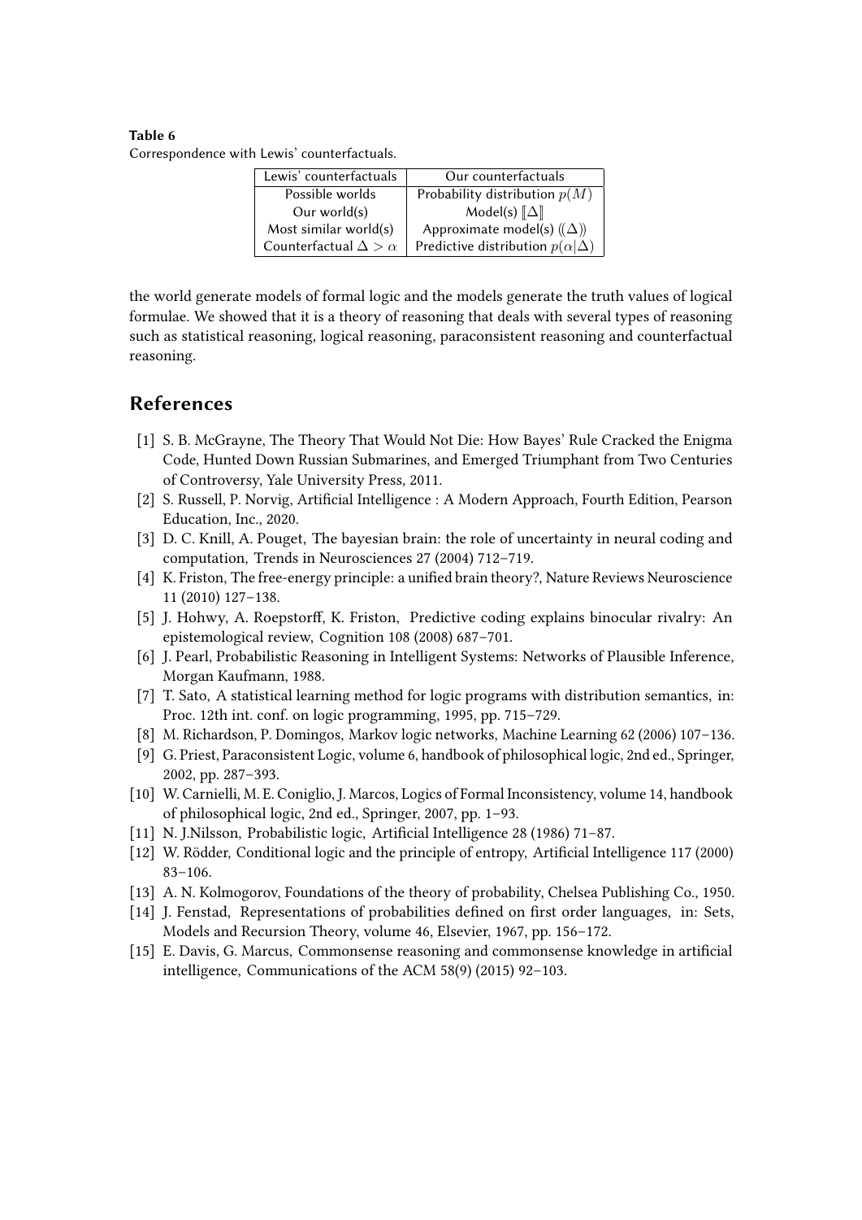**Table 6**
Correspondence with Lewis' counterfactuals.

| Lewis' counterfactuals | Our counterfactuals |
|---|---|
| Possible worlds | Probability distribution $p(M)$ |
| Our world(s) | Model(s) $[\![\Delta]\!]$ |
| Most similar world(s) | Approximate model(s) $(\!(\Delta)\!)$ |
| Counterfactual $\Delta > \alpha$ | Predictive distribution $p(\alpha\vert\Delta)$ |

the world generate models of formal logic and the models generate the truth values of logical formulae. We showed that it is a theory of reasoning that deals with several types of reasoning such as statistical reasoning, logical reasoning, paraconsistent reasoning and counterfactual reasoning.

## References

[1] S. B. McGrayne, The Theory That Would Not Die: How Bayes' Rule Cracked the Enigma Code, Hunted Down Russian Submarines, and Emerged Triumphant from Two Centuries of Controversy, Yale University Press, 2011.

[2] S. Russell, P. Norvig, Artificial Intelligence : A Modern Approach, Fourth Edition, Pearson Education, Inc., 2020.

[3] D. C. Knill, A. Pouget, The bayesian brain: the role of uncertainty in neural coding and computation, Trends in Neurosciences 27 (2004) 712–719.

[4] K. Friston, The free-energy principle: a unified brain theory?, Nature Reviews Neuroscience 11 (2010) 127–138.

[5] J. Hohwy, A. Roepstorff, K. Friston, Predictive coding explains binocular rivalry: An epistemological review, Cognition 108 (2008) 687–701.

[6] J. Pearl, Probabilistic Reasoning in Intelligent Systems: Networks of Plausible Inference, Morgan Kaufmann, 1988.

[7] T. Sato, A statistical learning method for logic programs with distribution semantics, in: Proc. 12th int. conf. on logic programming, 1995, pp. 715–729.

[8] M. Richardson, P. Domingos, Markov logic networks, Machine Learning 62 (2006) 107–136.

[9] G. Priest, Paraconsistent Logic, volume 6, handbook of philosophical logic, 2nd ed., Springer, 2002, pp. 287–393.

[10] W. Carnielli, M. E. Coniglio, J. Marcos, Logics of Formal Inconsistency, volume 14, handbook of philosophical logic, 2nd ed., Springer, 2007, pp. 1–93.

[11] N. J.Nilsson, Probabilistic logic, Artificial Intelligence 28 (1986) 71–87.

[12] W. Rödder, Conditional logic and the principle of entropy, Artificial Intelligence 117 (2000) 83–106.

[13] A. N. Kolmogorov, Foundations of the theory of probability, Chelsea Publishing Co., 1950.

[14] J. Fenstad, Representations of probabilities defined on first order languages, in: Sets, Models and Recursion Theory, volume 46, Elsevier, 1967, pp. 156–172.

[15] E. Davis, G. Marcus, Commonsense reasoning and commonsense knowledge in artificial intelligence, Communications of the ACM 58(9) (2015) 92–103.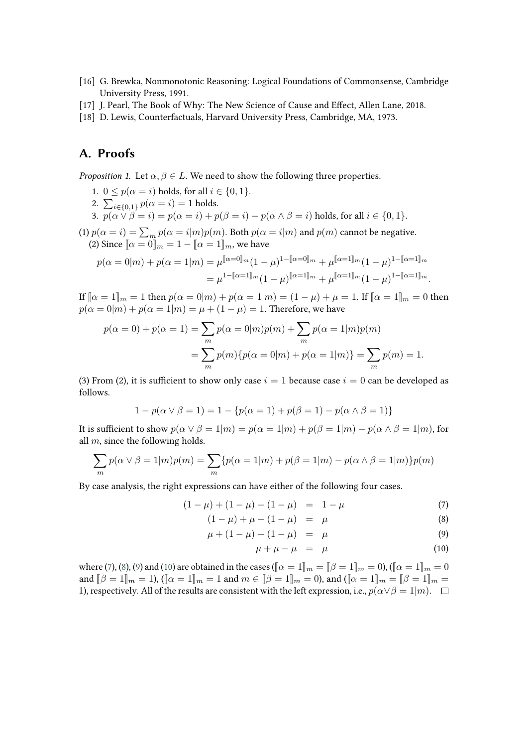[16] G. Brewka, Nonmonotonic Reasoning: Logical Foundations of Commonsense, Cambridge University Press, 1991.

[17] J. Pearl, The Book of Why: The New Science of Cause and Effect, Allen Lane, 2018.

[18] D. Lewis, Counterfactuals, Harvard University Press, Cambridge, MA, 1973.

## A. Proofs

*Proposition 1.* Let $\alpha, \beta \in L$. We need to show the following three properties.

1. $0 \leq p(\alpha = i)$ holds, for all $i \in \{0, 1\}$.
2. $\sum_{i \in \{0,1\}} p(\alpha = i) = 1$ holds.
3. $p(\alpha \vee \beta = i) = p(\alpha = i) + p(\beta = i) - p(\alpha \wedge \beta = i)$ holds, for all $i \in \{0, 1\}$.

(1) $p(\alpha = i) = \sum_m p(\alpha = i|m)p(m)$. Both $p(\alpha = i|m)$ and $p(m)$ cannot be negative.

(2) Since $[\![\alpha = 0]\!]_m = 1 - [\![\alpha = 1]\!]_m$, we have

$$
\begin{aligned}
p(\alpha = 0|m) + p(\alpha = 1|m) &= \mu^{[\![\alpha=0]\!]_m}(1-\mu)^{1-[\![\alpha=0]\!]_m} + \mu^{[\![\alpha=1]\!]_m}(1-\mu)^{1-[\![\alpha=1]\!]_m} \\
&= \mu^{1-[\![\alpha=1]\!]_m}(1-\mu)^{[\![\alpha=1]\!]_m} + \mu^{[\![\alpha=1]\!]_m}(1-\mu)^{1-[\![\alpha=1]\!]_m}.
\end{aligned}
$$

If $[\![\alpha = 1]\!]_m = 1$ then $p(\alpha = 0|m) + p(\alpha = 1|m) = (1 - \mu) + \mu = 1$. If $[\![\alpha = 1]\!]_m = 0$ then $p(\alpha = 0|m) + p(\alpha = 1|m) = \mu + (1 - \mu) = 1$. Therefore, we have

$$
\begin{aligned}
p(\alpha = 0) + p(\alpha = 1) &= \sum_m p(\alpha = 0|m)p(m) + \sum_m p(\alpha = 1|m)p(m) \\
&= \sum_m p(m)\{p(\alpha = 0|m) + p(\alpha = 1|m)\} = \sum_m p(m) = 1.
\end{aligned}
$$

(3) From (2), it is sufficient to show only case $i = 1$ because case $i = 0$ can be developed as follows.

$$
1 - p(\alpha \vee \beta = 1) = 1 - \{p(\alpha = 1) + p(\beta = 1) - p(\alpha \wedge \beta = 1)\}
$$

It is sufficient to show $p(\alpha \vee \beta = 1|m) = p(\alpha = 1|m) + p(\beta = 1|m) - p(\alpha \wedge \beta = 1|m)$, for all $m$, since the following holds.

$$
\sum_m p(\alpha \vee \beta = 1|m)p(m) = \sum_m \{p(\alpha = 1|m) + p(\beta = 1|m) - p(\alpha \wedge \beta = 1|m)\}p(m)
$$

By case analysis, the right expressions can have either of the following four cases.

$$
(1-\mu) + (1-\mu) - (1-\mu) = 1 - \mu \tag{7}
$$

$$
(1-\mu) + \mu - (1-\mu) = \mu \tag{8}
$$

$$
\mu + (1-\mu) - (1-\mu) = \mu \tag{9}
$$

$$
\mu + \mu - \mu = \mu \tag{10}
$$

where (7), (8), (9) and (10) are obtained in the cases ($[\![\alpha = 1]\!]_m = [\![\beta = 1]\!]_m = 0$), ($[\![\alpha = 1]\!]_m = 0$ and $[\![\beta = 1]\!]_m = 1$), ($[\![\alpha = 1]\!]_m = 1$ and $m \in [\![\beta = 1]\!]_m = 0$), and ($[\![\alpha = 1]\!]_m = [\![\beta = 1]\!]_m = 1$), respectively. All of the results are consistent with the left expression, i.e., $p(\alpha \vee \beta = 1|m)$. □